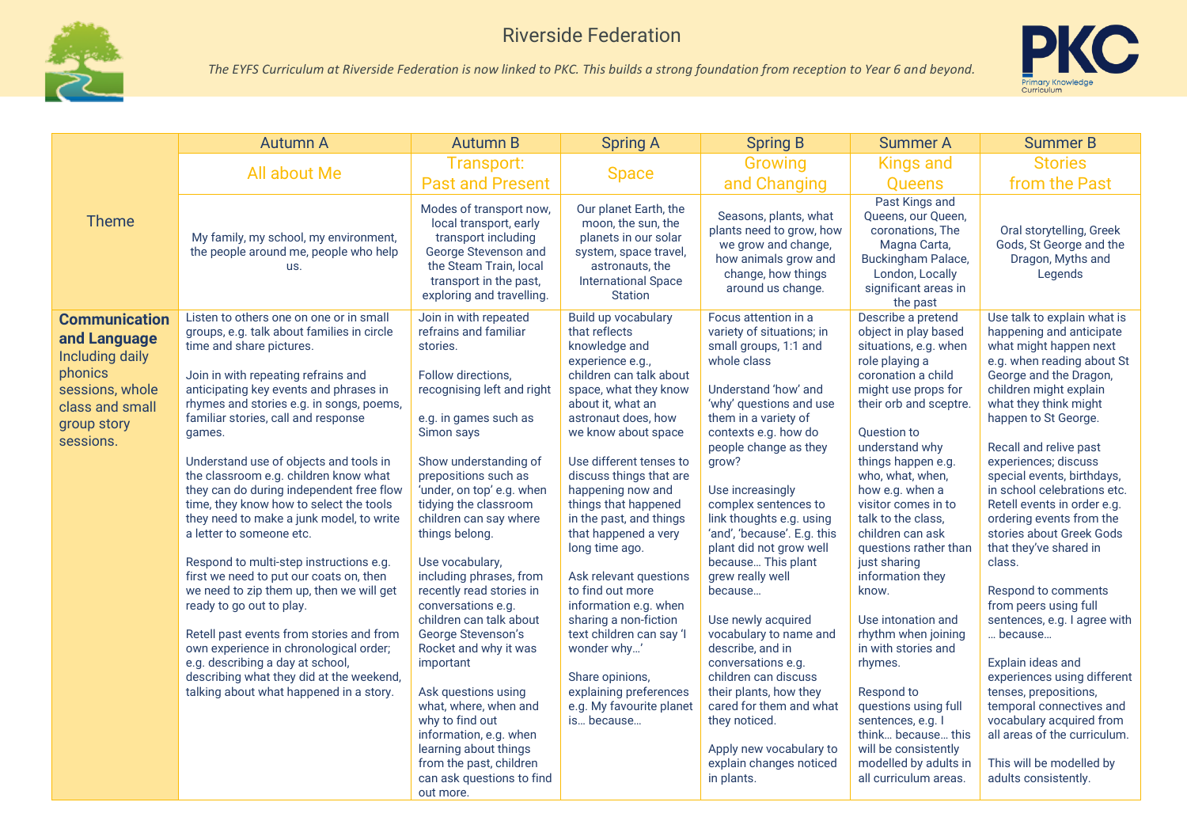# Riverside Federation

*The EYFS Curriculum at Riverside Federation is now linked to PKC. This builds a strong foundation from reception to Year 6 and beyond.*

| | Autumn A | Autumn B | Spring A | Spring B | Summer A | Summer B |
|---|---|---|---|---|---|---|
| Theme | All about Me | Transport: Past and Present | Space | Growing and Changing | Kings and Queens | Stories from the Past |
| | My family, my school, my environment, the people around me, people who help us. | Modes of transport now, local transport, early transport including George Stevenson and the Steam Train, local transport in the past, exploring and travelling. | Our planet Earth, the moon, the sun, the planets in our solar system, space travel, astronauts, the International Space Station | Seasons, plants, what plants need to grow, how we grow and change, how animals grow and change, how things around us change. | Past Kings and Queens, our Queen, coronations, The Magna Carta, Buckingham Palace, London, Locally significant areas in the past | Oral storytelling, Greek Gods, St George and the Dragon, Myths and Legends |
| **Communication and Language** Including daily phonics sessions, whole class and small group story sessions. | Listen to others one on one or in small groups, e.g. talk about families in circle time and share pictures.<br><br>Join in with repeating refrains and anticipating key events and phrases in rhymes and stories e.g. in songs, poems, familiar stories, call and response games.<br><br>Understand use of objects and tools in the classroom e.g. children know what they can do during independent free flow time, they know how to select the tools they need to make a junk model, to write a letter to someone etc.<br><br>Respond to multi-step instructions e.g. first we need to put our coats on, then we need to zip them up, then we will get ready to go out to play.<br><br>Retell past events from stories and from own experience in chronological order; e.g. describing a day at school, describing what they did at the weekend, talking about what happened in a story. | Join in with repeated refrains and familiar stories.<br><br>Follow directions, recognising left and right<br><br>e.g. in games such as Simon says<br><br>Show understanding of prepositions such as 'under, on top' e.g. when tidying the classroom children can say where things belong.<br><br>Use vocabulary, including phrases, from recently read stories in conversations e.g. children can talk about George Stevenson's Rocket and why it was important<br><br>Ask questions using what, where, when and why to find out information, e.g. when learning about things from the past, children can ask questions to find out more. | Build up vocabulary that reflects knowledge and experience e.g., children can talk about space, what they know about it, what an astronaut does, how we know about space<br><br>Use different tenses to discuss things that are happening now and things that happened in the past, and things that happened a very long time ago.<br><br>Ask relevant questions to find out more information e.g. when sharing a non-fiction text children can say 'I wonder why…'<br><br>Share opinions, explaining preferences e.g. My favourite planet is… because… | Focus attention in a variety of situations; in small groups, 1:1 and whole class<br><br>Understand 'how' and 'why' questions and use them in a variety of contexts e.g. how do people change as they grow?<br><br>Use increasingly complex sentences to link thoughts e.g. using 'and', 'because'. E.g. this plant did not grow well because… This plant grew really well because…<br><br>Use newly acquired vocabulary to name and describe, and in conversations e.g. children can discuss their plants, how they cared for them and what they noticed.<br><br>Apply new vocabulary to explain changes noticed in plants. | Describe a pretend object in play based situations, e.g. when role playing a coronation a child might use props for their orb and sceptre.<br><br>Question to understand why things happen e.g. who, what, when, how e.g. when a visitor comes in to talk to the class, children can ask questions rather than just sharing information they know.<br><br>Use intonation and rhythm when joining in with stories and rhymes.<br><br>Respond to questions using full sentences, e.g. I think… because… this will be consistently modelled by adults in all curriculum areas. | Use talk to explain what is happening and anticipate what might happen next e.g. when reading about St George and the Dragon, children might explain what they think might happen to St George.<br><br>Recall and relive past experiences; discuss special events, birthdays, in school celebrations etc. Retell events in order e.g. ordering events from the stories about Greek Gods that they've shared in class.<br><br>Respond to comments from peers using full sentences, e.g. I agree with … because…<br><br>Explain ideas and experiences using different tenses, prepositions, temporal connectives and vocabulary acquired from all areas of the curriculum.<br><br>This will be modelled by adults consistently. |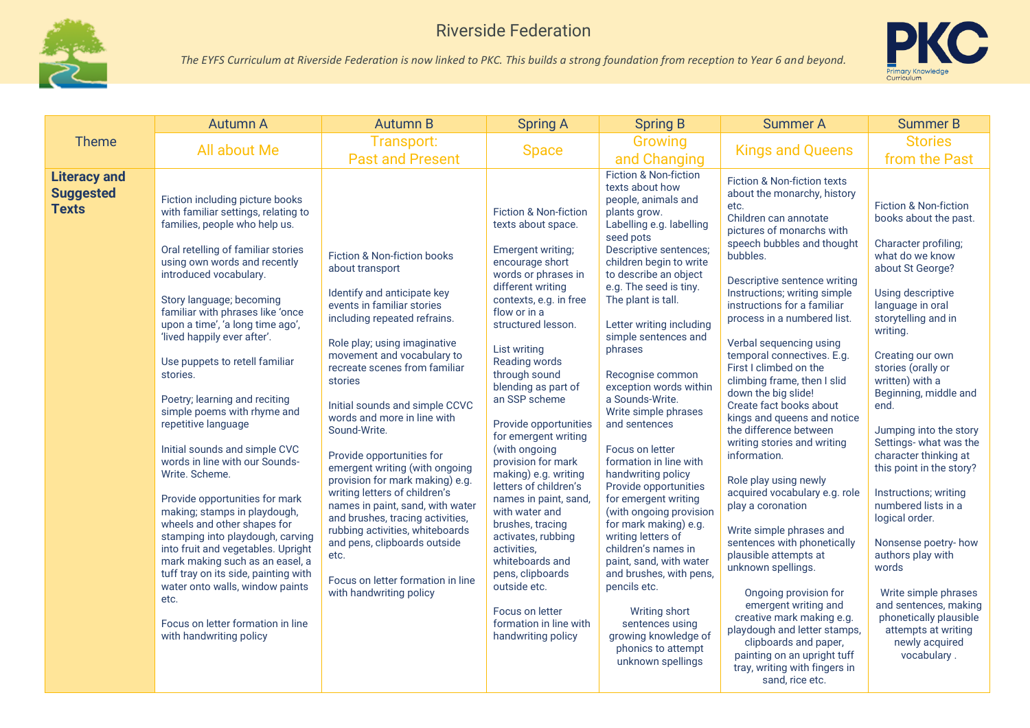# Riverside Federation

*The EYFS Curriculum at Riverside Federation is now linked to PKC. This builds a strong foundation from reception to Year 6 and beyond.*

PKC Primary Knowledge Curriculum

| Theme | Autumn A | Autumn B | Spring A | Spring B | Summer A | Summer B |
|---|---|---|---|---|---|---|
| | All about Me | Transport: Past and Present | Space | Growing and Changing | Kings and Queens | Stories from the Past |
| **Literacy and Suggested Texts** | Fiction including picture books with familiar settings, relating to families, people who help us.<br><br>Oral retelling of familiar stories using own words and recently introduced vocabulary.<br><br>Story language; becoming familiar with phrases like 'once upon a time', 'a long time ago', 'lived happily ever after'.<br><br>Use puppets to retell familiar stories.<br><br>Poetry; learning and reciting simple poems with rhyme and repetitive language<br><br>Initial sounds and simple CVC words in line with our Sounds-Write. Scheme.<br><br>Provide opportunities for mark making; stamps in playdough, wheels and other shapes for stamping into playdough, carving into fruit and vegetables. Upright mark making such as an easel, a tuff tray on its side, painting with water onto walls, window paints etc.<br><br>Focus on letter formation in line with handwriting policy | Fiction & Non-fiction books about transport<br><br>Identify and anticipate key events in familiar stories including repeated refrains.<br><br>Role play; using imaginative movement and vocabulary to recreate scenes from familiar stories<br><br>Initial sounds and simple CCVC words and more in line with Sound-Write.<br><br>Provide opportunities for emergent writing (with ongoing provision for mark making) e.g. writing letters of children's names in paint, sand, with water and brushes, tracing activities, rubbing activities, whiteboards and pens, clipboards outside etc.<br><br>Focus on letter formation in line with handwriting policy | Fiction & Non-fiction texts about space.<br><br>Emergent writing; encourage short words or phrases in different writing contexts, e.g. in free flow or in a structured lesson.<br><br>List writing<br>Reading words through sound blending as part of an SSP scheme<br><br>Provide opportunities for emergent writing (with ongoing provision for mark making) e.g. writing letters of children's names in paint, sand, with water and brushes, tracing activates, rubbing activities, whiteboards and pens, clipboards outside etc.<br><br>Focus on letter formation in line with handwriting policy | Fiction & Non-fiction texts about how people, animals and plants grow.<br>Labelling e.g. labelling seed pots<br>Descriptive sentences; children begin to write to describe an object e.g. The seed is tiny. The plant is tall.<br><br>Letter writing including simple sentences and phrases<br><br>Recognise common exception words within a Sounds-Write.<br>Write simple phrases and sentences<br><br>Focus on letter formation in line with handwriting policy<br>Provide opportunities for emergent writing (with ongoing provision for mark making) e.g. writing letters of children's names in paint, sand, with water and brushes, with pens, pencils etc.<br><br>Writing short sentences using growing knowledge of phonics to attempt unknown spellings | Fiction & Non-fiction texts about the monarchy, history etc.<br>Children can annotate pictures of monarchs with speech bubbles and thought bubbles.<br><br>Descriptive sentence writing<br>Instructions; writing simple instructions for a familiar process in a numbered list.<br><br>Verbal sequencing using temporal connectives. E.g. First I climbed on the climbing frame, then I slid down the big slide!<br>Create fact books about kings and queens and notice the difference between writing stories and writing information.<br><br>Role play using newly acquired vocabulary e.g. role play a coronation<br><br>Write simple phrases and sentences with phonetically plausible attempts at unknown spellings.<br><br>Ongoing provision for emergent writing and creative mark making e.g. playdough and letter stamps, clipboards and paper, painting on an upright tuff tray, writing with fingers in sand, rice etc. | Fiction & Non-fiction books about the past.<br><br>Character profiling; what do we know about St George?<br><br>Using descriptive language in oral storytelling and in writing.<br><br>Creating our own stories (orally or written) with a Beginning, middle and end.<br><br>Jumping into the story Settings- what was the character thinking at this point in the story?<br><br>Instructions; writing numbered lists in a logical order.<br><br>Nonsense poetry- how authors play with words<br><br>Write simple phrases and sentences, making phonetically plausible attempts at writing newly acquired vocabulary . |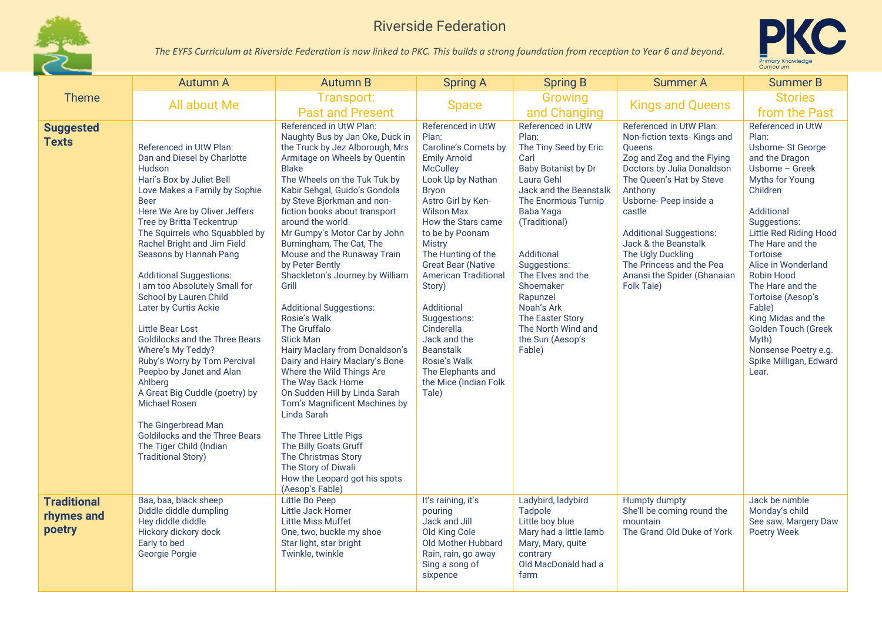# Riverside Federation

*The EYFS Curriculum at Riverside Federation is now linked to PKC. This builds a strong foundation from reception to Year 6 and beyond.*

PKC Primary Knowledge Curriculum

| | Autumn A | Autumn B | Spring A | Spring B | Summer A | Summer B |
|---|---|---|---|---|---|---|
| Theme | All about Me | Transport: Past and Present | Space | Growing and Changing | Kings and Queens | Stories from the Past |
| **Suggested Texts** | Referenced in UtW Plan:<br>Dan and Diesel by Charlotte Hudson<br>Hari's Box by Juliet Bell<br>Love Makes a Family by Sophie Beer<br>Here We Are by Oliver Jeffers<br>Tree by Britta Teckentrup<br>The Squirrels who Squabbled by Rachel Bright and Jim Field<br>Seasons by Hannah Pang<br><br>Additional Suggestions:<br>I am too Absolutely Small for School by Lauren Child<br>Later by Curtis Ackie<br><br>Little Bear Lost<br>Goldilocks and the Three Bears<br>Where's My Teddy?<br>Ruby's Worry by Tom Percival<br>Peepbo by Janet and Alan Ahlberg<br>A Great Big Cuddle (poetry) by Michael Rosen<br><br>The Gingerbread Man<br>Goldilocks and the Three Bears<br>The Tiger Child (Indian Traditional Story) | Referenced in UtW Plan:<br>Naughty Bus by Jan Oke, Duck in the Truck by Jez Alborough, Mrs Armitage on Wheels by Quentin Blake<br>The Wheels on the Tuk Tuk by Kabir Sehgal, Guido's Gondola by Steve Bjorkman and non-fiction books about transport around the world.<br>Mr Gumpy's Motor Car by John Burningham, The Cat, The Mouse and the Runaway Train by Peter Bently<br>Shackleton's Journey by William Grill<br><br>Additional Suggestions:<br>Rosie's Walk<br>The Gruffalo<br>Stick Man<br>Hairy Maclary from Donaldson's Dairy and Hairy Maclary's Bone<br>Where the Wild Things Are<br>The Way Back Home<br>On Sudden Hill by Linda Sarah<br>Tom's Magnificent Machines by Linda Sarah<br><br>The Three Little Pigs<br>The Billy Goats Gruff<br>The Christmas Story<br>The Story of Diwali<br>How the Leopard got his spots (Aesop's Fable) | Referenced in UtW Plan:<br>Caroline's Comets by Emily Arnold McCulley<br>Look Up by Nathan Bryon<br>Astro Girl by Ken-Wilson Max<br>How the Stars came to be by Poonam Mistry<br>The Hunting of the Great Bear (Native American Traditional Story)<br><br>Additional Suggestions:<br>Cinderella<br>Jack and the Beanstalk<br>Rosie's Walk<br>The Elephants and the Mice (Indian Folk Tale) | Referenced in UtW Plan:<br>The Tiny Seed by Eric Carl<br>Baby Botanist by Dr Laura Gehl<br>Jack and the Beanstalk<br>The Enormous Turnip<br>Baba Yaga (Traditional)<br><br>Additional Suggestions:<br>The Elves and the Shoemaker<br>Rapunzel<br>Noah's Ark<br>The Easter Story<br>The North Wind and the Sun (Aesop's Fable) | Referenced in UtW Plan:<br>Non-fiction texts- Kings and Queens<br>Zog and Zog and the Flying Doctors by Julia Donaldson<br>The Queen's Hat by Steve Anthony<br>Usborne- Peep inside a castle<br><br>Additional Suggestions:<br>Jack & the Beanstalk<br>The Ugly Duckling<br>The Princess and the Pea<br>Anansi the Spider (Ghanaian Folk Tale) | Referenced in UtW Plan:<br>Usborne- St George and the Dragon<br>Usborne – Greek Myths for Young Children<br><br>Additional Suggestions:<br>Little Red Riding Hood<br>The Hare and the Tortoise<br>Alice in Wonderland<br>Robin Hood<br>The Hare and the Tortoise (Aesop's Fable)<br>King Midas and the Golden Touch (Greek Myth)<br>Nonsense Poetry e.g. Spike Milligan, Edward Lear. |
| **Traditional rhymes and poetry** | Baa, baa, black sheep<br>Diddle diddle dumpling<br>Hey diddle diddle<br>Hickory dickory dock<br>Early to bed<br>Georgie Porgie | Little Bo Peep<br>Little Jack Horner<br>Little Miss Muffet<br>One, two, buckle my shoe<br>Star light, star bright<br>Twinkle, twinkle | It's raining, it's pouring<br>Jack and Jill<br>Old King Cole<br>Old Mother Hubbard<br>Rain, rain, go away<br>Sing a song of sixpence | Ladybird, ladybird<br>Tadpole<br>Little boy blue<br>Mary had a little lamb<br>Mary, Mary, quite contrary<br>Old MacDonald had a farm | Humpty dumpty<br>She'll be coming round the mountain<br>The Grand Old Duke of York | Jack be nimble<br>Monday's child<br>See saw, Margery Daw<br>Poetry Week |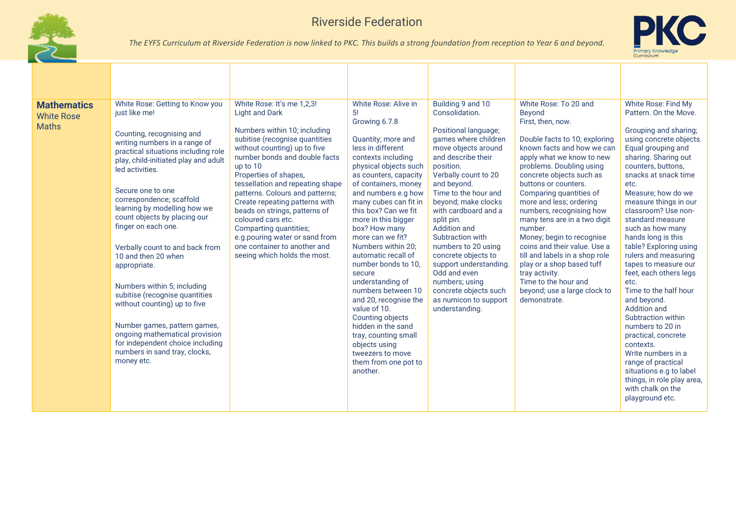# Riverside Federation

*The EYFS Curriculum at Riverside Federation is now linked to PKC. This builds a strong foundation from reception to Year 6 and beyond.*

| | | | | | | |
|---|---|---|---|---|---|---|
| **Mathematics** White Rose Maths | White Rose: Getting to Know you just like me!<br><br>Counting, recognising and writing numbers in a range of practical situations including role play, child-initiated play and adult led activities.<br><br>Secure one to one correspondence; scaffold learning by modelling how we count objects by placing our finger on each one.<br><br>Verbally count to and back from 10 and then 20 when appropriate.<br><br>Numbers within 5; including subitise (recognise quantities without counting) up to five<br><br>Number games, pattern games, ongoing mathematical provision for independent choice including numbers in sand tray, clocks, money etc. | White Rose: It's me 1,2,3! Light and Dark<br><br>Numbers within 10; including subitise (recognise quantities without counting) up to five number bonds and double facts up to 10<br>Properties of shapes, tessellation and repeating shape patterns. Colours and patterns; Create repeating patterns with beads on strings, patterns of coloured cars etc.<br>Comparting quantities; e.g.pouring water or sand from one container to another and seeing which holds the most. | White Rose: Alive in 5!<br>Growing 6.7.8<br><br>Quantity; more and less in different contexts including physical objects such as counters, capacity of containers, money and numbers e.g how many cubes can fit in this box? Can we fit more in this bigger box? How many more can we fit?<br>Numbers within 20; automatic recall of number bonds to 10, secure understanding of numbers between 10 and 20, recognise the value of 10.<br>Counting objects hidden in the sand tray, counting small objects using tweezers to move them from one pot to another. | Building 9 and 10 Consolidation.<br><br>Positional language; games where children move objects around and describe their position.<br>Verbally count to 20 and beyond.<br>Time to the hour and beyond; make clocks with cardboard and a split pin.<br>Addition and Subtraction with numbers to 20 using concrete objects to support understanding.<br>Odd and even numbers; using concrete objects such as numicon to support understanding. | White Rose: To 20 and Beyond<br>First, then, now.<br><br>Double facts to 10; exploring known facts and how we can apply what we know to new problems. Doubling using concrete objects such as buttons or counters.<br>Comparing quantities of more and less; ordering numbers, recognising how many tens are in a two digit number.<br>Money; begin to recognise coins and their value. Use a till and labels in a shop role play or a shop based tuff tray activity.<br>Time to the hour and beyond; use a large clock to demonstrate. | White Rose: Find My Pattern. On the Move.<br><br>Grouping and sharing; using concrete objects. Equal grouping and sharing. Sharing out counters, buttons, snacks at snack time etc.<br>Measure; how do we measure things in our classroom? Use non-standard measure such as how many hands long is this table? Exploring using rulers and measuring tapes to measure our feet, each others legs etc.<br>Time to the half hour and beyond.<br>Addition and Subtraction within numbers to 20 in practical, concrete contexts.<br>Write numbers in a range of practical situations e.g to label things, in role play area, with chalk on the playground etc. |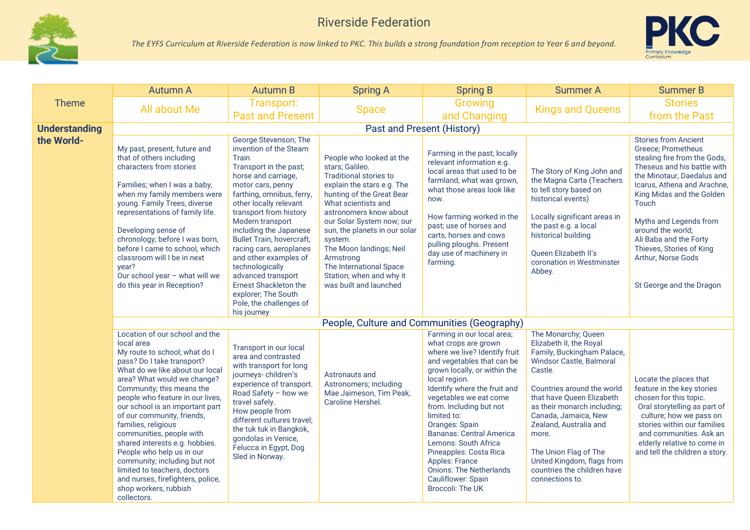# Riverside Federation

*The EYFS Curriculum at Riverside Federation is now linked to PKC. This builds a strong foundation from reception to Year 6 and beyond.*

| Theme | Autumn A | Autumn B | Spring A | Spring B | Summer A | Summer B |
|---|---|---|---|---|---|---|
| | All about Me | Transport: Past and Present | Space | Growing and Changing | Kings and Queens | Stories from the Past |
| **Understanding the World-** | **Past and Present (History)** | | | | | |
| | My past, present, future and that of others including characters from stories<br><br>Families; when I was a baby, when my family members were young. Family Trees, diverse representations of family life.<br><br>Developing sense of chronology; before I was born, before I came to school, which classroom will I be in next year?<br>Our school year – what will we do this year in Reception? | George Stevenson; The invention of the Steam Train<br>Transport in the past; horse and carriage, motor cars, penny farthing, omnibus, ferry, other locally relevant transport from history<br>Modern transport including the Japanese Bullet Train, hovercraft, racing cars, aeroplanes and other examples of technologically advanced transport<br>Ernest Shackleton the explorer; The South Pole, the challenges of his journey | People who looked at the stars; Galileo.<br>Traditional stories to explain the stars e.g. The hunting of the Great Bear<br>What scientists and astronomers know about our Solar System now; our sun, the planets in our solar system.<br>The Moon landings; Neil Armstrong<br>The International Space Station; when and why it was built and launched | Farming in the past; locally relevant information e.g. local areas that used to be farmland, what was grown, what those areas look like now.<br><br>How farming worked in the past; use of horses and carts, horses and cows pulling ploughs. Present day use of machinery in farming. | The Story of King John and the Magna Carta (Teachers to tell story based on historical events)<br><br>Locally significant areas in the past e.g. a local historical building<br><br>Queen Elizabeth II's coronation in Westminster Abbey. | Stories from Ancient Greece; Prometheus stealing fire from the Gods, Theseus and his battle with the Minotaur, Daedalus and Icarus, Athena and Arachne, King Midas and the Golden Touch<br><br>Myths and Legends from around the world; Ali Baba and the Forty Thieves, Stories of King Arthur, Norse Gods<br><br>St George and the Dragon |
| | **People, Culture and Communities (Geography)** | | | | | |
| | Location of our school and the local area<br>My route to school; what do I pass? Do I take transport?<br>What do we like about our local area? What would we change?<br>Community; this means the people who feature in our lives, our school is an important part of our community, friends, families, religious communities, people with shared interests e.g. hobbies.<br>People who help us in our community; including but not limited to teachers, doctors and nurses, firefighters, police, shop workers, rubbish collectors. | Transport in our local area and contrasted with transport for long journeys- children's experience of transport.<br>Road Safety – how we travel safely.<br>How people from different cultures travel; the tuk tuk in Bangkok, gondolas in Venice, Felucca in Egypt, Dog Sled in Norway. | Astronauts and Astronomers; including Mae Jaimeson, Tim Peak, Caroline Hershel. | Farming in our local area; what crops are grown where we live? Identify fruit and vegetables that can be grown locally, or within the local region.<br>Identify where the fruit and vegetables we eat come from. Including but not limited to:<br>Oranges: Spain<br>Bananas: Central America<br>Lemons: South Africa<br>Pineapples: Costa Rica<br>Apples: France<br>Onions: The Netherlands<br>Cauliflower: Spain<br>Broccoli: The UK | The Monarchy; Queen Elizabeth II, the Royal Family, Buckingham Palace, Windsor Castle, Balmoral Castle.<br><br>Countries around the world that have Queen Elizabeth as their monarch including; Canada, Jamaica, New Zealand, Australia and more.<br><br>The Union Flag of The United Kingdom, flags from countries the children have connections to. | Locate the places that feature in the key stories chosen for this topic.<br>Oral storytelling as part of culture; how we pass on stories within our families and communities. Ask an elderly relative to come in and tell the children a story. |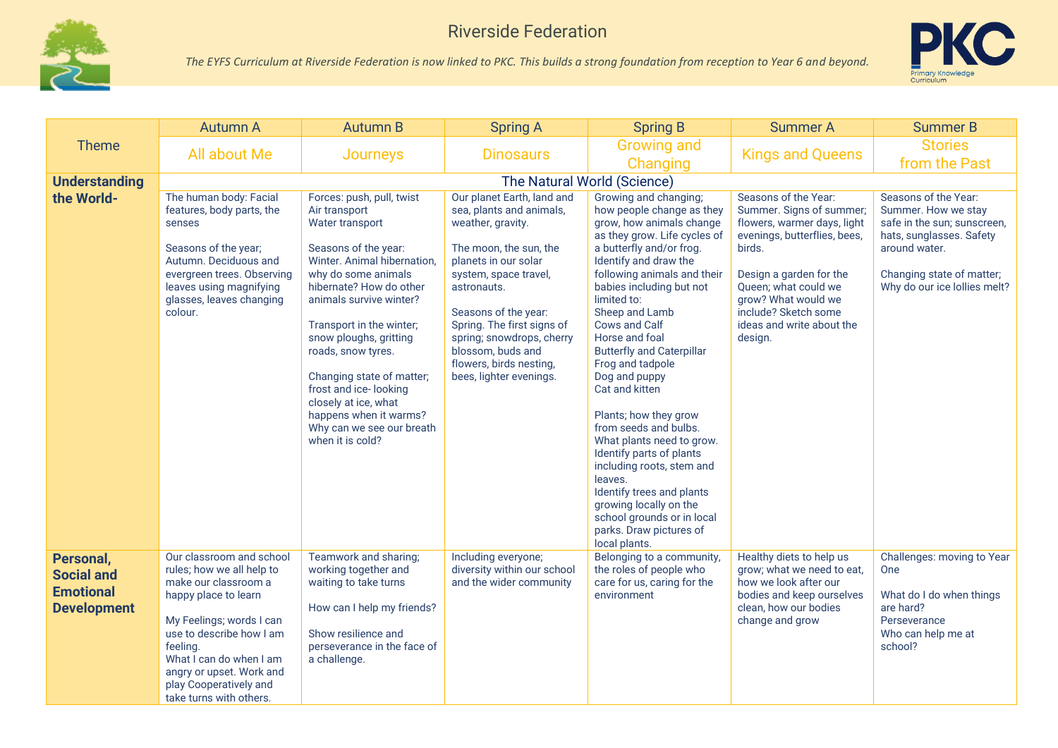# Riverside Federation

*The EYFS Curriculum at Riverside Federation is now linked to PKC. This builds a strong foundation from reception to Year 6 and beyond.*

| Theme | Autumn A | Autumn B | Spring A | Spring B | Summer A | Summer B |
|---|---|---|---|---|---|---|
| | All about Me | Journeys | Dinosaurs | Growing and Changing | Kings and Queens | Stories from the Past |
| **Understanding the World-** | The Natural World (Science) | | | | | |
| | The human body: Facial features, body parts, the senses<br><br>Seasons of the year; Autumn. Deciduous and evergreen trees. Observing leaves using magnifying glasses, leaves changing colour. | Forces: push, pull, twist<br>Air transport<br>Water transport<br><br>Seasons of the year: Winter. Animal hibernation, why do some animals hibernate? How do other animals survive winter?<br><br>Transport in the winter; snow ploughs, gritting roads, snow tyres.<br><br>Changing state of matter; frost and ice- looking closely at ice, what happens when it warms? Why can we see our breath when it is cold? | Our planet Earth, land and sea, plants and animals, weather, gravity.<br><br>The moon, the sun, the planets in our solar system, space travel, astronauts.<br><br>Seasons of the year: Spring. The first signs of spring; snowdrops, cherry blossom, buds and flowers, birds nesting, bees, lighter evenings. | Growing and changing; how people change as they grow, how animals change as they grow. Life cycles of a butterfly and/or frog. Identify and draw the following animals and their babies including but not limited to:<br>Sheep and Lamb<br>Cows and Calf<br>Horse and foal<br>Butterfly and Caterpillar<br>Frog and tadpole<br>Dog and puppy<br>Cat and kitten<br><br>Plants; how they grow from seeds and bulbs. What plants need to grow. Identify parts of plants including roots, stem and leaves.<br>Identify trees and plants growing locally on the school grounds or in local parks. Draw pictures of local plants. | Seasons of the Year: Summer. Signs of summer; flowers, warmer days, light evenings, butterflies, bees, birds.<br><br>Design a garden for the Queen; what could we grow? What would we include? Sketch some ideas and write about the design. | Seasons of the Year: Summer. How we stay safe in the sun; sunscreen, hats, sunglasses. Safety around water.<br><br>Changing state of matter; Why do our ice lollies melt? |
| **Personal, Social and Emotional Development** | Our classroom and school rules; how we all help to make our classroom a happy place to learn<br><br>My Feelings; words I can use to describe how I am feeling.<br>What I can do when I am angry or upset. Work and play Cooperatively and take turns with others. | Teamwork and sharing; working together and waiting to take turns<br><br>How can I help my friends?<br><br>Show resilience and perseverance in the face of a challenge. | Including everyone; diversity within our school and the wider community | Belonging to a community, the roles of people who care for us, caring for the environment | Healthy diets to help us grow; what we need to eat, how we look after our bodies and keep ourselves clean, how our bodies change and grow | Challenges: moving to Year One<br><br>What do I do when things are hard?<br>Perseverance<br>Who can help me at school? |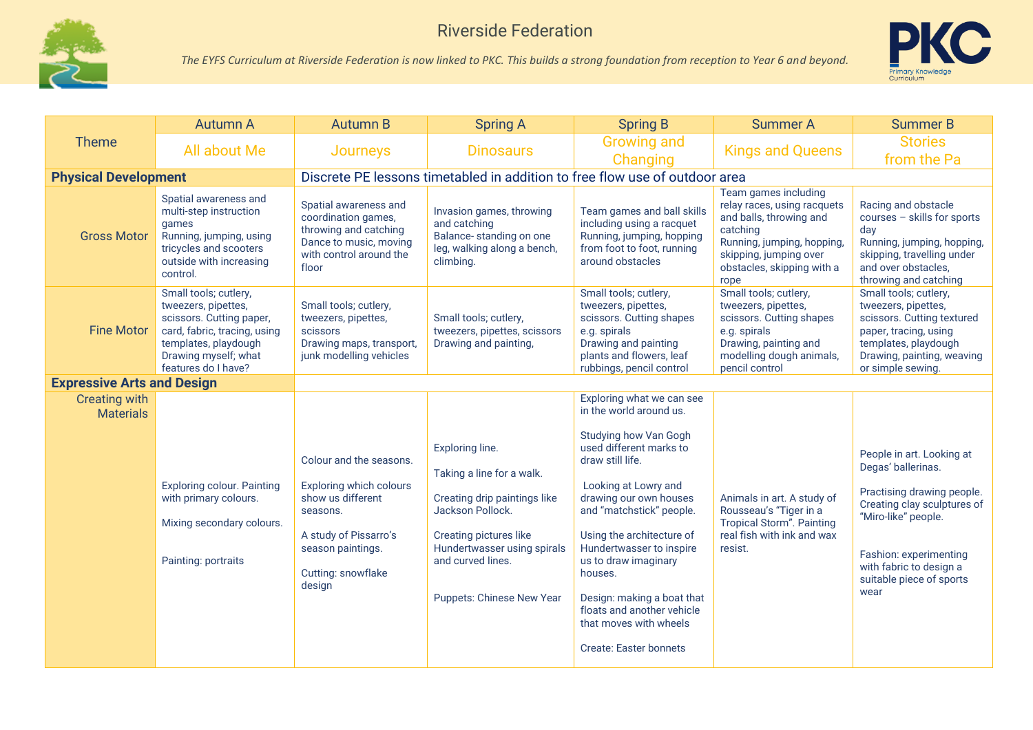# Riverside Federation

*The EYFS Curriculum at Riverside Federation is now linked to PKC. This builds a strong foundation from reception to Year 6 and beyond.*

PKC Primary Knowledge Curriculum

| Theme | Autumn A | Autumn B | Spring A | Spring B | Summer A | Summer B |
|---|---|---|---|---|---|---|
| | All about Me | Journeys | Dinosaurs | Growing and Changing | Kings and Queens | Stories from the Pa |
| **Physical Development** | Discrete PE lessons timetabled in addition to free flow use of outdoor area | | | | | |
| Gross Motor | Spatial awareness and multi-step instruction games<br>Running, jumping, using tricycles and scooters outside with increasing control. | Spatial awareness and coordination games, throwing and catching<br>Dance to music, moving with control around the floor | Invasion games, throwing and catching<br>Balance- standing on one leg, walking along a bench, climbing. | Team games and ball skills including using a racquet<br>Running, jumping, hopping from foot to foot, running around obstacles | Team games including relay races, using racquets and balls, throwing and catching<br>Running, jumping, hopping, skipping, jumping over obstacles, skipping with a rope | Racing and obstacle courses – skills for sports day<br>Running, jumping, hopping, skipping, travelling under and over obstacles, throwing and catching |
| Fine Motor | Small tools; cutlery, tweezers, pipettes, scissors. Cutting paper, card, fabric, tracing, using templates, playdough<br>Drawing myself; what features do I have? | Small tools; cutlery, tweezers, pipettes, scissors<br>Drawing maps, transport, junk modelling vehicles | Small tools; cutlery, tweezers, pipettes, scissors<br>Drawing and painting, | Small tools; cutlery, tweezers, pipettes, scissors. Cutting shapes e.g. spirals<br>Drawing and painting plants and flowers, leaf rubbings, pencil control | Small tools; cutlery, tweezers, pipettes, scissors. Cutting shapes e.g. spirals<br>Drawing, painting and modelling dough animals, pencil control | Small tools; cutlery, tweezers, pipettes, scissors. Cutting textured paper, tracing, using templates, playdough<br>Drawing, painting, weaving or simple sewing. |
| **Expressive Arts and Design** | | | | | | |
| Creating with Materials | Exploring colour. Painting with primary colours.<br><br>Mixing secondary colours.<br><br>Painting: portraits | Colour and the seasons.<br><br>Exploring which colours show us different seasons.<br><br>A study of Pissarro's season paintings.<br><br>Cutting: snowflake design | Exploring line.<br><br>Taking a line for a walk.<br><br>Creating drip paintings like Jackson Pollock.<br><br>Creating pictures like Hundertwasser using spirals and curved lines.<br><br>Puppets: Chinese New Year | Exploring what we can see in the world around us.<br><br>Studying how Van Gogh used different marks to draw still life.<br><br>Looking at Lowry and drawing our own houses and "matchstick" people.<br><br>Using the architecture of Hundertwasser to inspire us to draw imaginary houses.<br><br>Design: making a boat that floats and another vehicle that moves with wheels<br><br>Create: Easter bonnets | Animals in art. A study of Rousseau's "Tiger in a Tropical Storm". Painting real fish with ink and wax resist. | People in art. Looking at Degas' ballerinas.<br><br>Practising drawing people. Creating clay sculptures of "Miro-like" people.<br><br>Fashion: experimenting with fabric to design a suitable piece of sports wear |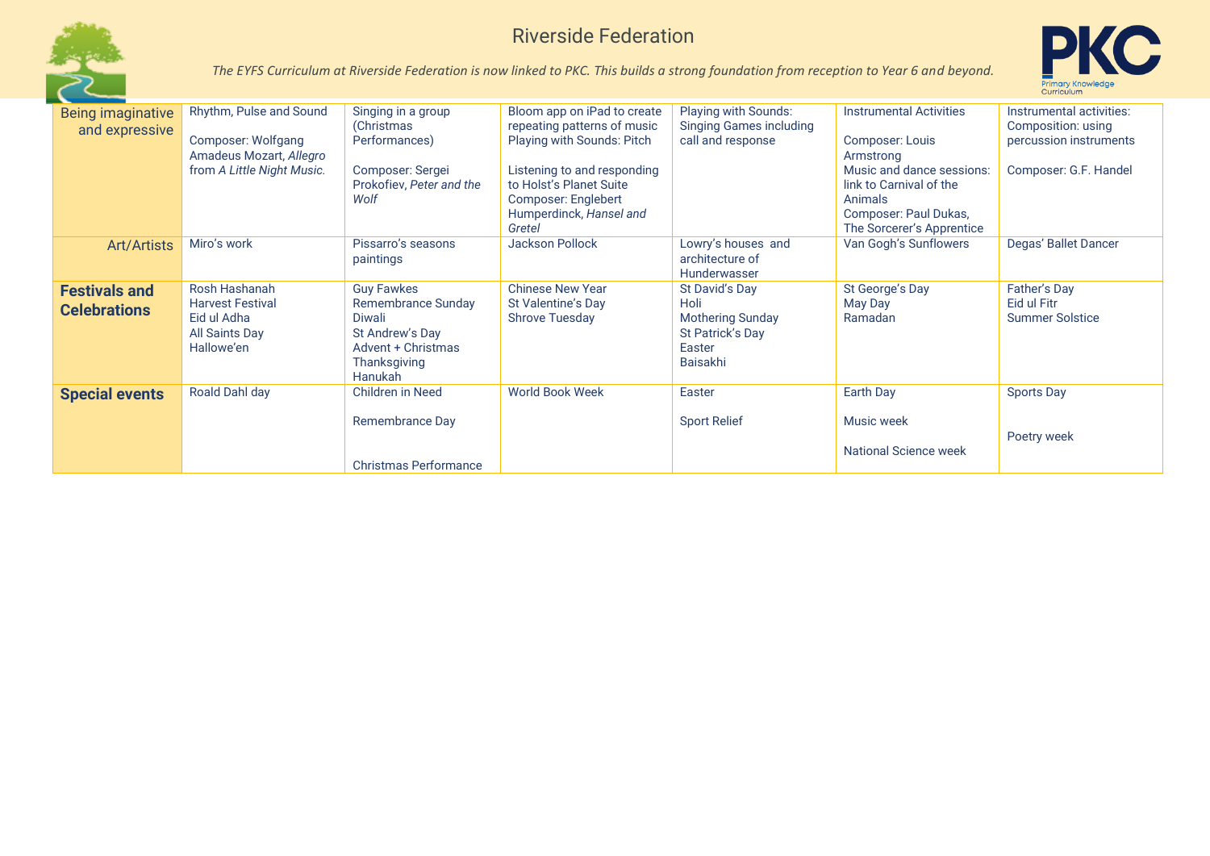Riverside Federation

*The EYFS Curriculum at Riverside Federation is now linked to PKC. This builds a strong foundation from reception to Year 6 and beyond.*

| | | | | | | |
|---|---|---|---|---|---|---|
| Being imaginative and expressive | Rhythm, Pulse and Sound<br><br>Composer: Wolfgang Amadeus Mozart, *Allegro* from *A Little Night Music.* | Singing in a group (Christmas Performances)<br><br>Composer: Sergei Prokofiev, *Peter and the Wolf* | Bloom app on iPad to create repeating patterns of music<br>Playing with Sounds: Pitch<br><br>Listening to and responding to Holst's Planet Suite<br>Composer: Englebert Humperdinck, *Hansel and Gretel* | Playing with Sounds: Singing Games including call and response | Instrumental Activities<br><br>Composer: Louis Armstrong<br>Music and dance sessions: link to Carnival of the Animals<br>Composer: Paul Dukas, The Sorcerer's Apprentice | Instrumental activities: Composition: using percussion instruments<br><br>Composer: G.F. Handel |
| Art/Artists | Miro's work | Pissarro's seasons paintings | Jackson Pollock | Lowry's houses and architecture of Hunderwasser | Van Gogh's Sunflowers | Degas' Ballet Dancer |
| **Festivals and Celebrations** | Rosh Hashanah<br>Harvest Festival<br>Eid ul Adha<br>All Saints Day<br>Hallowe'en | Guy Fawkes<br>Remembrance Sunday<br>Diwali<br>St Andrew's Day<br>Advent + Christmas<br>Thanksgiving<br>Hanukah | Chinese New Year<br>St Valentine's Day<br>Shrove Tuesday | St David's Day<br>Holi<br>Mothering Sunday<br>St Patrick's Day<br>Easter<br>Baisakhi | St George's Day<br>May Day<br>Ramadan | Father's Day<br>Eid ul Fitr<br>Summer Solstice |
| **Special events** | Roald Dahl day | Children in Need<br><br>Remembrance Day<br><br>Christmas Performance | World Book Week | Easter<br><br>Sport Relief | Earth Day<br><br>Music week<br><br>National Science week | Sports Day<br><br>Poetry week |